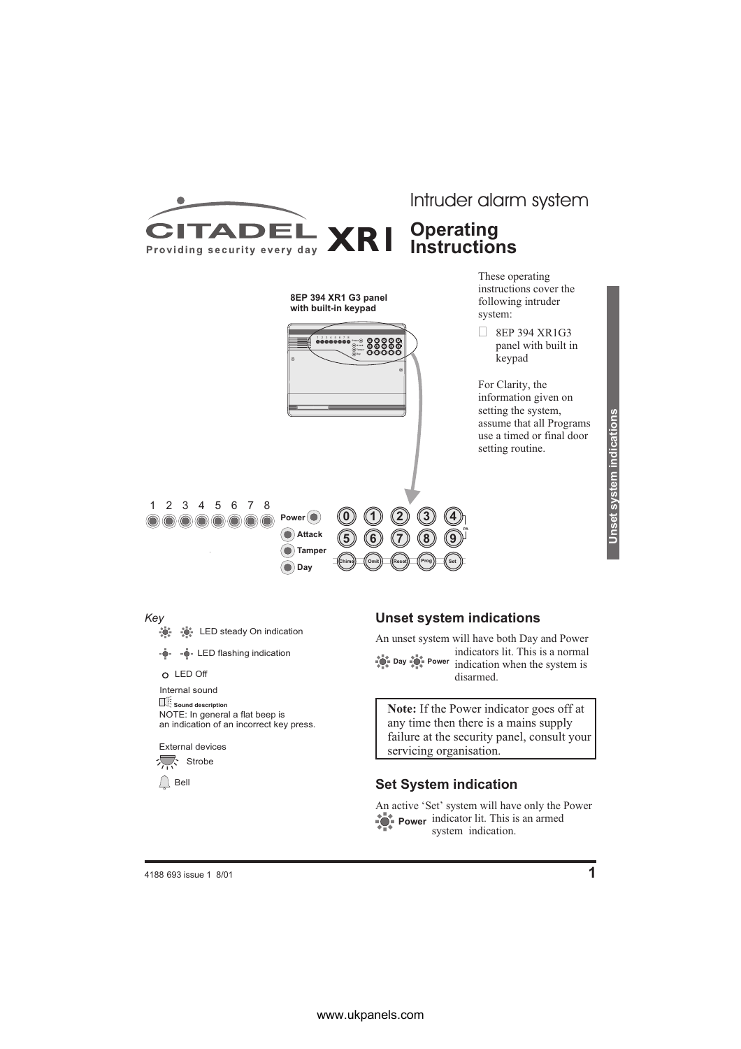# Intruder alarm system

## CITADEL XR1 Operating Instructions

Providing security every day

These operating instructions cover the following intruder system:

- 8EP 394 XR1G3 panel with built in keypad

For Clarity, the information given on setting the system, assume that all Programs use a timed or final door setting routine.

8EP 394 XR1 G3 panel with built-in keypad

1 2 3 4 5 6 7 8

Power

Attack

Tamper

Day

0 1 2 3 4

5 6 7 8 9

PA

Chime Omit Reset Prog Set

*Key*

LED steady On indication

LED flashing indication

LED Off

Internal sound

Sound description

NOTE: In general a flat beep is an indication of an incorrect key press.

External devices

Strobe

Bell

## Unset system indications

An unset system will have both Day and Power indicators lit. This is a normal indication when the system is disarmed.

Day Power

**Note:** If the Power indicator goes off at any time then there is a mains supply failure at the security panel, consult your servicing organisation.

## Set System indication

An active 'Set' system will have only the Power indicator lit. This is an armed system indication.

Power

4188 693 issue 1 8/01

www.ukpanels.com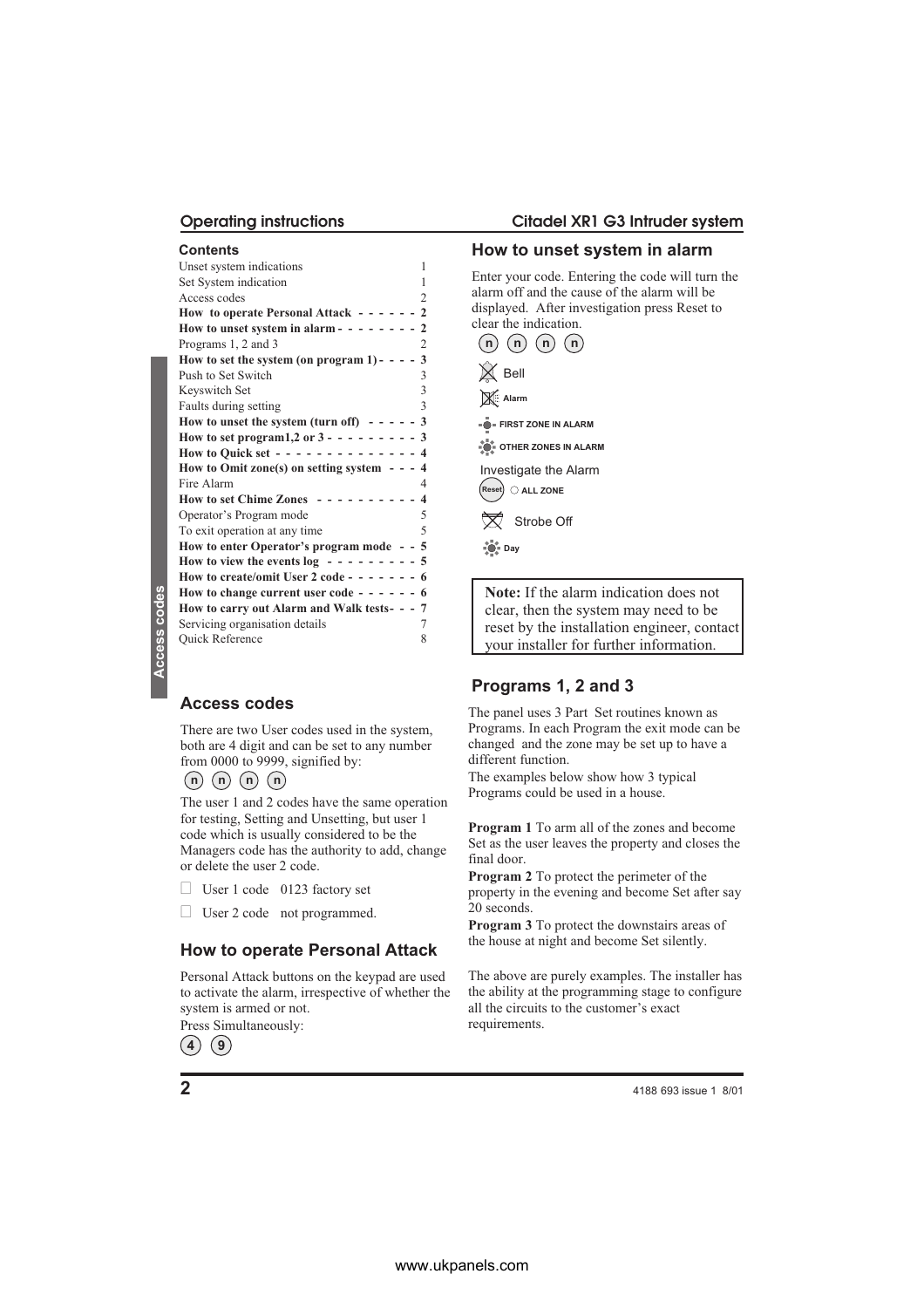**Contents**

| | |
|---|---|
| Unset system indications | 1 |
| Set System indication | 1 |
| Access codes | 2 |
| **How to operate Personal Attack** | **2** |
| **How to unset system in alarm** | **2** |
| Programs 1, 2 and 3 | 2 |
| **How to set the system (on program 1)** | **3** |
| Push to Set Switch | 3 |
| Keyswitch Set | 3 |
| Faults during setting | 3 |
| **How to unset the system (turn off)** | **3** |
| **How to set program1,2 or 3** | **3** |
| **How to Quick set** | **4** |
| **How to Omit zone(s) on setting system** | **4** |
| Fire Alarm | 4 |
| **How to set Chime Zones** | **4** |
| Operator's Program mode | 5 |
| To exit operation at any time | 5 |
| **How to enter Operator's program mode** | **5** |
| **How to view the events log** | **5** |
| **How to create/omit User 2 code** | **6** |
| **How to change current user code** | **6** |
| **How to carry out Alarm and Walk tests** | **7** |
| Servicing organisation details | 7 |
| Quick Reference | 8 |

## Access codes

There are two User codes used in the system, both are 4 digit and can be set to any number from 0000 to 9999, signified by:

(n) (n) (n) (n)

The user 1 and 2 codes have the same operation for testing, Setting and Unsetting, but user 1 code which is usually considered to be the Managers code has the authority to add, change or delete the user 2 code.

- User 1 code 0123 factory set
- User 2 code not programmed.

## How to operate Personal Attack

Personal Attack buttons on the keypad are used to activate the alarm, irrespective of whether the system is armed or not.

Press Simultaneously:

(4) (9)

## How to unset system in alarm

Enter your code. Entering the code will turn the alarm off and the cause of the alarm will be displayed. After investigation press Reset to clear the indication.

(n) (n) (n) (n)

Bell

Alarm

FIRST ZONE IN ALARM

OTHER ZONES IN ALARM

Investigate the Alarm

(Reset) ALL ZONE

Strobe Off

Day

**Note:** If the alarm indication does not clear, then the system may need to be reset by the installation engineer, contact your installer for further information.

## Programs 1, 2 and 3

The panel uses 3 Part Set routines known as Programs. In each Program the exit mode can be changed and the zone may be set up to have a different function.

The examples below show how 3 typical Programs could be used in a house.

**Program 1** To arm all of the zones and become Set as the user leaves the property and closes the final door.

**Program 2** To protect the perimeter of the property in the evening and become Set after say 20 seconds.

**Program 3** To protect the downstairs areas of the house at night and become Set silently.

The above are purely examples. The installer has the ability at the programming stage to configure all the circuits to the customer's exact requirements.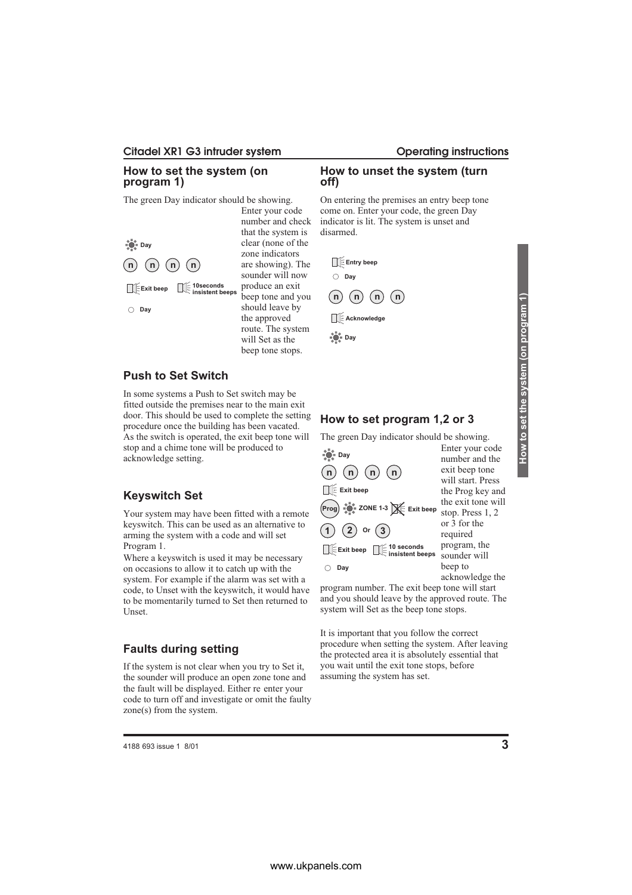## How to set the system (on program 1)

The green Day indicator should be showing.

Day

n n n n

Exit beep 10seconds insistent beeps

Day

Enter your code number and check that the system is clear (none of the zone indicators are showing). The sounder will now produce an exit beep tone and you should leave by the approved route. The system will Set as the beep tone stops.

## Push to Set Switch

In some systems a Push to Set switch may be fitted outside the premises near to the main exit door. This should be used to complete the setting procedure once the building has been vacated. As the switch is operated, the exit beep tone will stop and a chime tone will be produced to acknowledge setting.

## Keyswitch Set

Your system may have been fitted with a remote keyswitch. This can be used as an alternative to arming the system with a code and will set Program 1.

Where a keyswitch is used it may be necessary on occasions to allow it to catch up with the system. For example if the alarm was set with a code, to Unset with the keyswitch, it would have to be momentarily turned to Set then returned to Unset.

## Faults during setting

If the system is not clear when you try to Set it, the sounder will produce an open zone tone and the fault will be displayed. Either re enter your code to turn off and investigate or omit the faulty zone(s) from the system.

## How to unset the system (turn off)

On entering the premises an entry beep tone come on. Enter your code, the green Day indicator is lit. The system is unset and disarmed.

Entry beep

Day

n n n n

Acknowledge

Day

## How to set program 1,2 or 3

The green Day indicator should be showing.

Day

n n n n

Exit beep

Prog ZONE 1-3 Exit beep

1 2 Or 3

Exit beep 10 seconds insistent beeps

Day

Enter your code number and the exit beep tone will start. Press the Prog key and the exit tone will stop. Press 1, 2 or 3 for the required program, the sounder will beep to acknowledge the program number. The exit beep tone will start and you should leave by the approved route. The system will Set as the beep tone stops.

It is important that you follow the correct procedure when setting the system. After leaving the protected area it is absolutely essential that you wait until the exit tone stops, before assuming the system has set.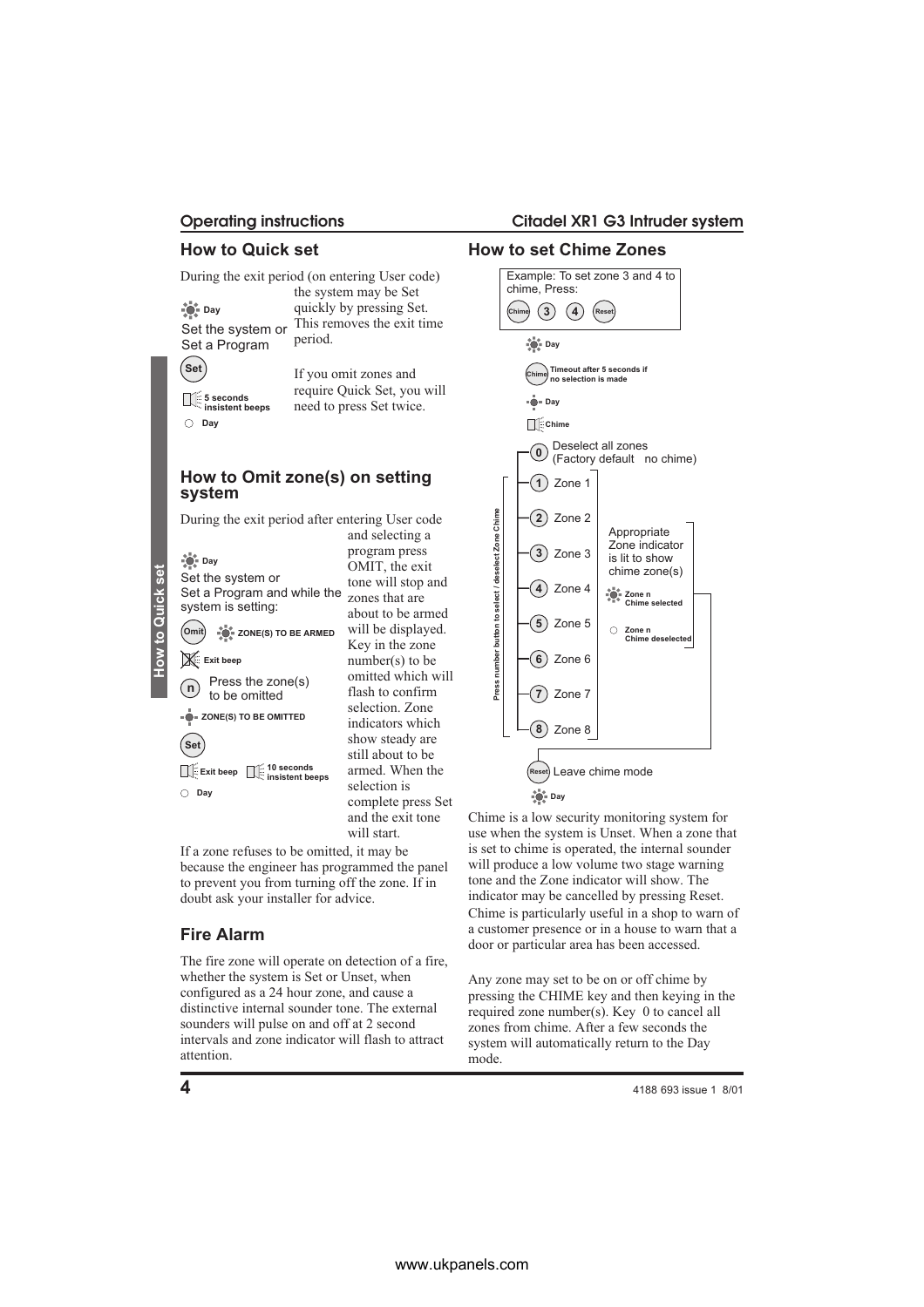## How to Quick set

During the exit period (on entering User code) the system may be Set quickly by pressing Set. This removes the exit time period.

If you omit zones and require Quick Set, you will need to press Set twice.

Day
Set the system or Set a Program
Set
5 seconds insistent beeps
Day

## How to Omit zone(s) on setting system

During the exit period after entering User code and selecting a program press OMIT, the exit tone will stop and zones that are about to be armed will be displayed. Key in the zone number(s) to be omitted which will flash to confirm selection. Zone indicators which show steady are still about to be armed. When the selection is complete press Set and the exit tone will start.

Day
Set the system or Set a Program and while the system is setting:
Omit — ZONE(S) TO BE ARMED
Exit beep
n — Press the zone(s) to be omitted
ZONE(S) TO BE OMITTED
Set
Exit beep — 10 seconds insistent beeps
Day

If a zone refuses to be omitted, it may be because the engineer has programmed the panel to prevent you from turning off the zone. If in doubt ask your installer for advice.

## Fire Alarm

The fire zone will operate on detection of a fire, whether the system is Set or Unset, when configured as a 24 hour zone, and cause a distinctive internal sounder tone. The external sounders will pulse on and off at 2 second intervals and zone indicator will flash to attract attention.

## How to set Chime Zones

Example: To set zone 3 and 4 to chime, Press:
Chime 3 4 Reset

Day
Chime — Timeout after 5 seconds if no selection is made
Day
Chime

Press number button to select / deselect Zone Chime

0 — Deselect all zones (Factory default no chime)
1 — Zone 1
2 — Zone 2
3 — Zone 3
4 — Zone 4
5 — Zone 5
6 — Zone 6
7 — Zone 7
8 — Zone 8

Appropriate Zone indicator is lit to show chime zone(s)
Zone n Chime selected
Zone n Chime deselected

Reset — Leave chime mode
Day

Chime is a low security monitoring system for use when the system is Unset. When a zone that is set to chime is operated, the internal sounder will produce a low volume two stage warning tone and the Zone indicator will show. The indicator may be cancelled by pressing Reset. Chime is particularly useful in a shop to warn of a customer presence or in a house to warn that a door or particular area has been accessed.

Any zone may set to be on or off chime by pressing the CHIME key and then keying in the required zone number(s). Key 0 to cancel all zones from chime. After a few seconds the system will automatically return to the Day mode.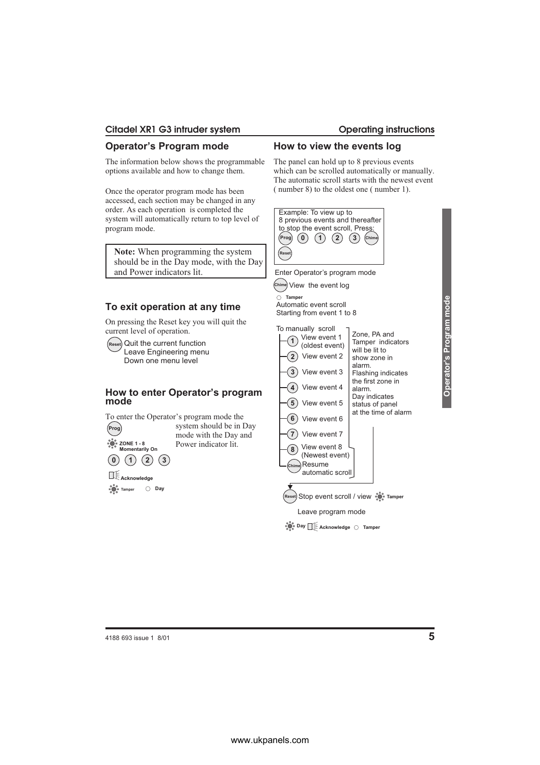## Operator's Program mode

The information below shows the programmable options available and how to change them.

Once the operator program mode has been accessed, each section may be changed in any order. As each operation is completed the system will automatically return to top level of program mode.

> **Note:** When programming the system should be in the Day mode, with the Day and Power indicators lit.

## To exit operation at any time

On pressing the Reset key you will quit the current level of operation.

Reset Quit the current function
Leave Engineering menu
Down one menu level

## How to enter Operator's program mode

To enter the Operator's program mode the system should be in Day mode with the Day and Power indicator lit.

Prog

ZONE 1 - 8 Momentarily On

0 1 2 3

Acknowledge

Tamper Day

## How to view the events log

The panel can hold up to 8 previous events which can be scrolled automatically or manually. The automatic scroll starts with the newest event ( number 8) to the oldest one ( number 1).

Example: To view up to 8 previous events and thereafter to stop the event scroll, Press:
Prog 0 1 2 3 Chime
Reset

Enter Operator's program mode

Chime View the event log

Tamper
Automatic event scroll
Starting from event 1 to 8

To manually scroll
- 1 View event 1 (oldest event)
- 2 View event 2
- 3 View event 3
- 4 View event 4
- 5 View event 5
- 6 View event 6
- 7 View event 7
- 8 View event 8 (Newest event)
- Chime Resume automatic scroll

Zone, PA and Tamper indicators will be lit to show zone in alarm. Flashing indicates the first zone in alarm. Day indicates status of panel at the time of alarm

Reset Stop event scroll / view Tamper

Leave program mode

Day Acknowledge Tamper

Operator's Program mode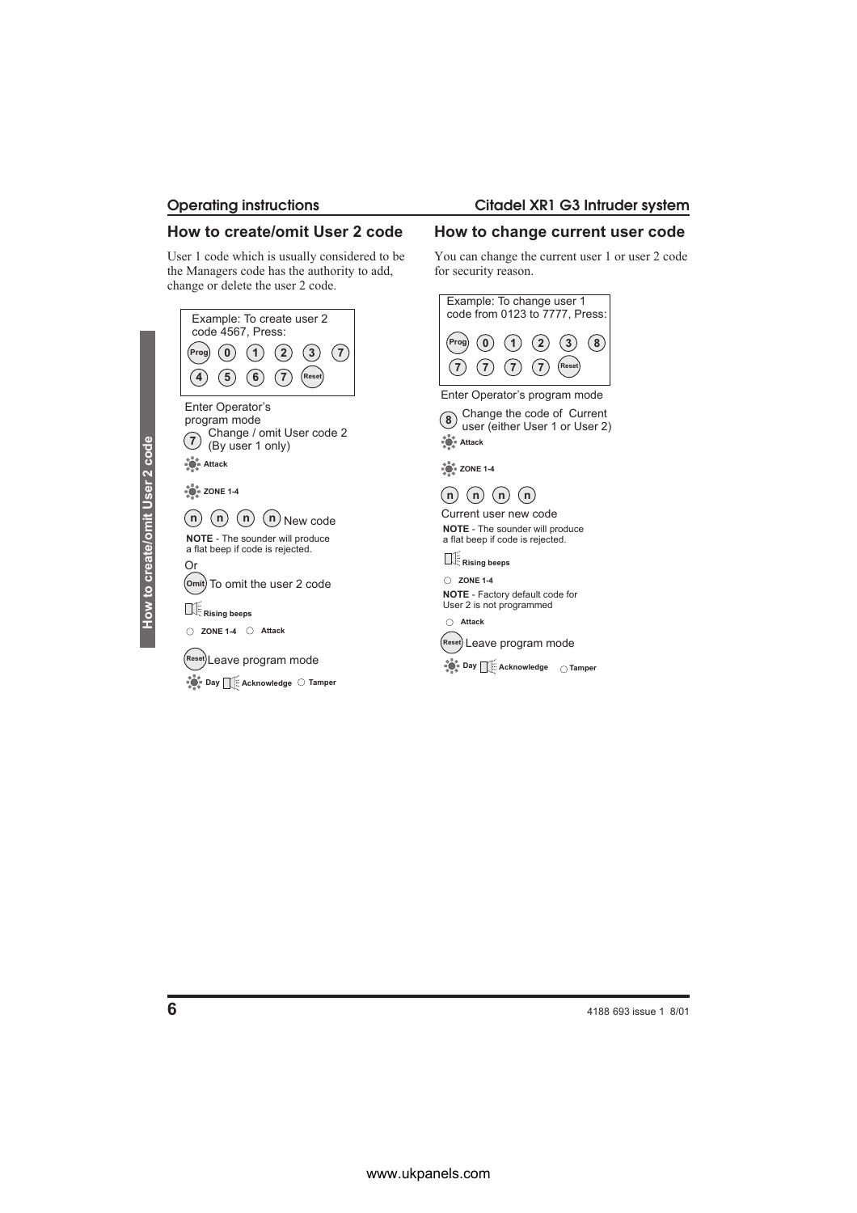## How to create/omit User 2 code

User 1 code which is usually considered to be the Managers code has the authority to add, change or delete the user 2 code.

Example: To create user 2 code 4567, Press:

Prog 0 1 2 3 7 4 5 6 7 Reset

Enter Operator's program mode

7 Change / omit User code 2 (By user 1 only)

Attack

ZONE 1-4

n n n n New code

**NOTE** - The sounder will produce a flat beep if code is rejected.

Or

Omit To omit the user 2 code

Rising beeps

ZONE 1-4 Attack

Reset Leave program mode

Day Acknowledge Tamper

## How to change current user code

You can change the current user 1 or user 2 code for security reason.

Example: To change user 1 code from 0123 to 7777, Press:

Prog 0 1 2 3 8 7 7 7 7 Reset

Enter Operator's program mode

8 Change the code of Current user (either User 1 or User 2)

Attack

ZONE 1-4

n n n n

Current user new code

**NOTE** - The sounder will produce a flat beep if code is rejected.

Rising beeps

ZONE 1-4

**NOTE** - Factory default code for User 2 is not programmed

Attack

Reset Leave program mode

Day Acknowledge Tamper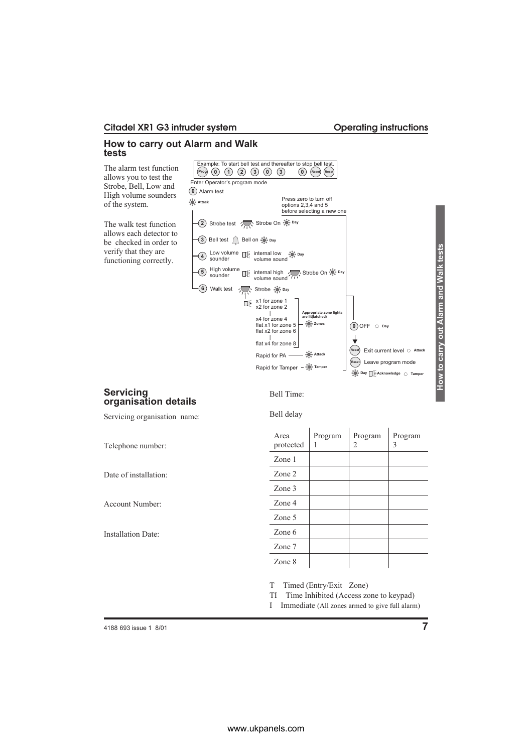## How to carry out Alarm and Walk tests

The alarm test function allows you to test the Strobe, Bell, Low and High volume sounders of the system.

The walk test function allows each detector to be checked in order to verify that they are functioning correctly.

Example: To start bell test and thereafter to stop bell test.
Prog 0 1 2 3 0 3 0 Reset Reset

Enter Operator's program mode

0 Alarm test

Attack

Press zero to turn off options 2,3,4 and 5 before selecting a new one

2 Strobe test — Strobe On — Day

3 Bell test — Bell on — Day

4 Low volume sounder — internal low volume sound — Day

5 High volume sounder — internal high volume sound — Strobe On — Day

6 Walk test — Strobe — Day

x1 for zone 1
x2 for zone 2
|
x4 for zone 4
flat x1 for zone 5
flat x2 for zone 6
|
flat x4 for zone 8

Appropriate zone lights are lit(latched) — Zones

Rapid for PA — Attack

Rapid for Tamper — Tamper

0 OFF — Day

Reset Exit current level — Attack

Reset Leave program mode

Day Acknowledge Tamper

## Servicing organisation details

Servicing organisation name:

Telephone number:

Date of installation:

Account Number:

Installation Date:

Bell Time:

Bell delay

| Area protected | Program 1 | Program 2 | Program 3 |
|---|---|---|---|
| Zone 1 | | | |
| Zone 2 | | | |
| Zone 3 | | | |
| Zone 4 | | | |
| Zone 5 | | | |
| Zone 6 | | | |
| Zone 7 | | | |
| Zone 8 | | | |

T Timed (Entry/Exit Zone)

TI Time Inhibited (Access zone to keypad)

I Immediate (All zones armed to give full alarm)

4188 693 issue 1 8/01

www.ukpanels.com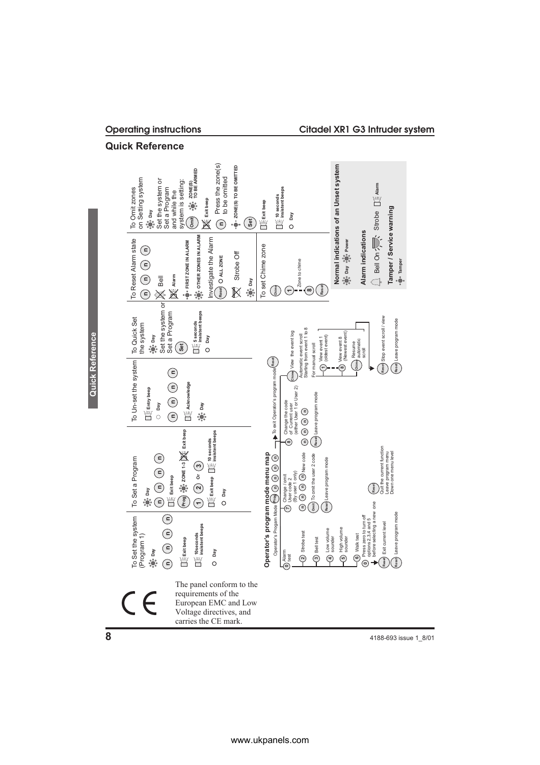## Quick Reference

**Quick Reference**

### To Set the system (Program 1)

Day

n n n n

Exit beep

10seconds insistent beeps

Day

### To Set a Program

Day

n n n n

Exit beep

Prog ZONE 1-3 Exit beep

1 2 Or 3

Exit beep 10 seconds insistent beeps

Day

### To Un-set the system

Entry beep

Day

n n n n

Acknowledge

Day

### To Quick Set the system

Day

Set the system or Set a Program

Set

5 seconds insistent beeps

Day

### To Reset Alarm state

n n n n

Bell

Alarm

FIRST ZONE IN ALARM

OTHER ZONES IN ALARM

Investigate the Alarm

Reset ALL ZONE

Strobe Off

Day

### To Omit zones on Setting system

Day

Set the system or Set a Program and while the system is setting:

Omit ZONE(S) TO BE ARMED

Exit beep

n Press the zone(s) to be omitted

ZONE(S) TO BE OMITTED

Set

Exit beep

10 seconds insistent beeps

Day

### To set Chime zone

Chime

1 Zone to chime

8

Reset

### Operator's program mode menu map

Operator's Progam Mode Prog n n n n

0 Alarm test
- 2 Strobe test
- 3 Bell test
- 4 Low volume sounder
- 5 High volume sounder
- 6 Walk test

0 Press zero to turn off options 2,3,4 and 5 before selecting a new one

Reset Exit current level

Reset Leave program mode

7 Change / omit User code 2 (By user 1 only)

n n n n New code

Omit To omit the user 2 code

Reset Leave program mode

Reset Quit the current function Leave program menu Down one menu level

8 Change the code of Current user (either User 1 or User 2)

n n n n

Reset Leave program mode

To exit Operator's program mode Reset

Chime View the event log

Automatic event scroll Starting from event 1 to 8

For manual scroll

1 View event 1 (oldest event)

8 View event 8 (Newest event)

Chime Resume automatic scroll

Reset Stop event scroll / view

Reset Leave program mode

### Normal indications of an Unset system

Day Power

### Alarm indications

Bell On Strobe Alarm

### Tamper / Service warning

Tamper

The panel conform to the requirements of the European EMC and Low Voltage directives, and carries the CE mark.

4188-693 issue 1_8/01

www.ukpanels.com